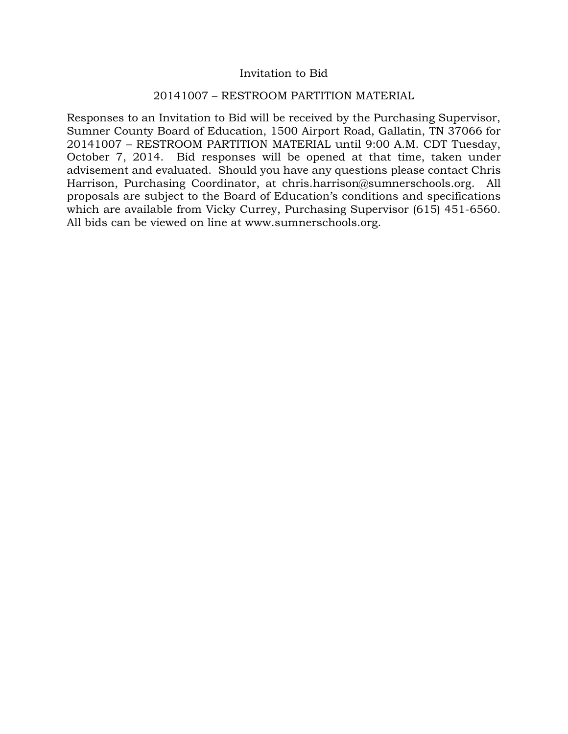# Invitation to Bid

## 20141007 – RESTROOM PARTITION MATERIAL

Responses to an Invitation to Bid will be received by the Purchasing Supervisor, Sumner County Board of Education, 1500 Airport Road, Gallatin, TN 37066 for 20141007 – RESTROOM PARTITION MATERIAL until 9:00 A.M. CDT Tuesday, October 7, 2014. Bid responses will be opened at that time, taken under advisement and evaluated. Should you have any questions please contact Chris Harrison, Purchasing Coordinator, at chris.harrison@sumnerschools.org. All proposals are subject to the Board of Education's conditions and specifications which are available from Vicky Currey, Purchasing Supervisor (615) 451-6560. All bids can be viewed on line at www.sumnerschools.org.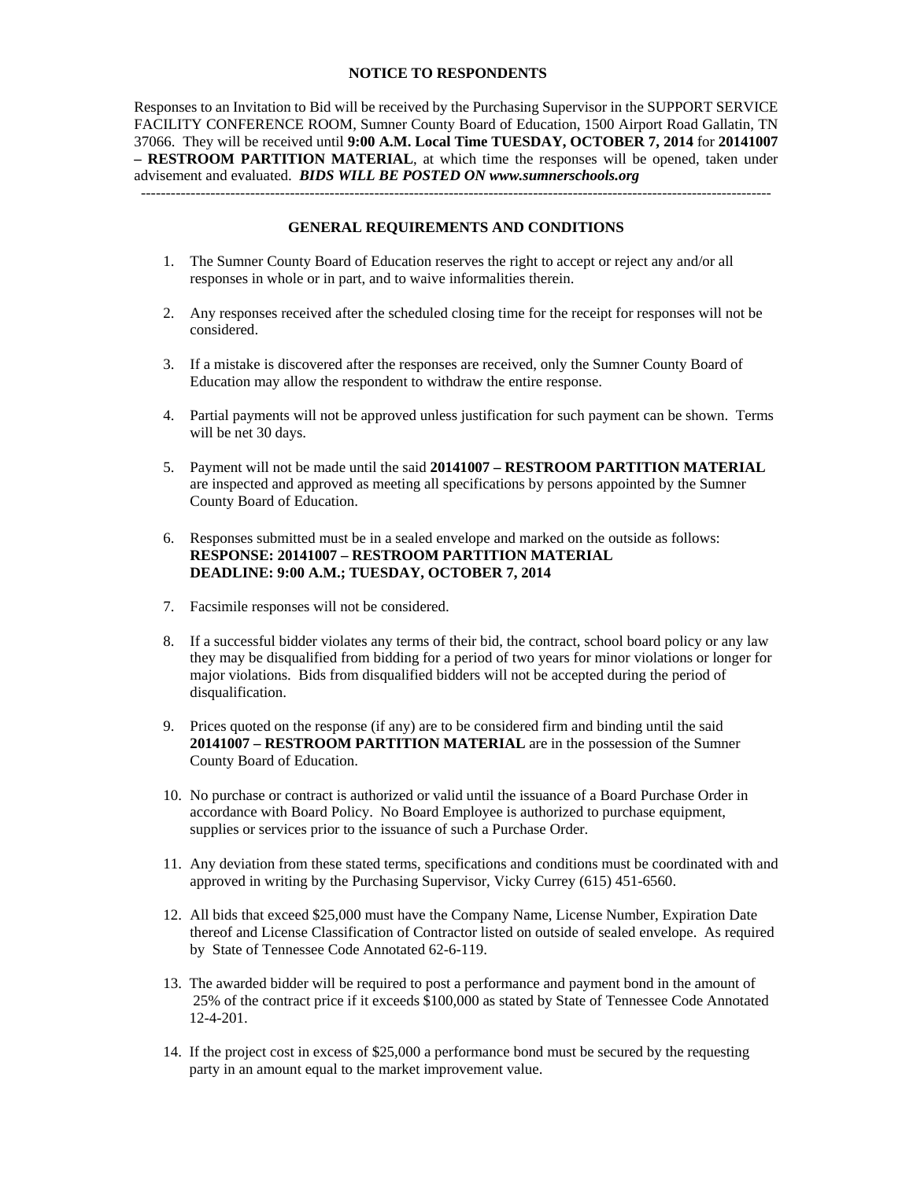## NOTICE TO RESPONDENTS

Responses to an Invitation to Bid will be received by the Purchasing Supervisor in the SUPPORT SERVICE FACILITY CONFERENCE ROOM, Sumner County Board of Education, 1500 Airport Road Gallatin, TN 37066. They will be received until **9:00 A.M. Local Time TUESDAY, OCTOBER 7, 2014** for **20141007 – RESTROOM PARTITION MATERIAL**, at which time the responses will be opened, taken under advisement and evaluated. ***BIDS WILL BE POSTED ON www.sumnerschools.org***

---

## GENERAL REQUIREMENTS AND CONDITIONS

1. The Sumner County Board of Education reserves the right to accept or reject any and/or all responses in whole or in part, and to waive informalities therein.

2. Any responses received after the scheduled closing time for the receipt for responses will not be considered.

3. If a mistake is discovered after the responses are received, only the Sumner County Board of Education may allow the respondent to withdraw the entire response.

4. Partial payments will not be approved unless justification for such payment can be shown. Terms will be net 30 days.

5. Payment will not be made until the said **20141007 – RESTROOM PARTITION MATERIAL** are inspected and approved as meeting all specifications by persons appointed by the Sumner County Board of Education.

6. Responses submitted must be in a sealed envelope and marked on the outside as follows:
   **RESPONSE: 20141007 – RESTROOM PARTITION MATERIAL**
   **DEADLINE: 9:00 A.M.; TUESDAY, OCTOBER 7, 2014**

7. Facsimile responses will not be considered.

8. If a successful bidder violates any terms of their bid, the contract, school board policy or any law they may be disqualified from bidding for a period of two years for minor violations or longer for major violations. Bids from disqualified bidders will not be accepted during the period of disqualification.

9. Prices quoted on the response (if any) are to be considered firm and binding until the said **20141007 – RESTROOM PARTITION MATERIAL** are in the possession of the Sumner County Board of Education.

10. No purchase or contract is authorized or valid until the issuance of a Board Purchase Order in accordance with Board Policy. No Board Employee is authorized to purchase equipment, supplies or services prior to the issuance of such a Purchase Order.

11. Any deviation from these stated terms, specifications and conditions must be coordinated with and approved in writing by the Purchasing Supervisor, Vicky Currey (615) 451-6560.

12. All bids that exceed $25,000 must have the Company Name, License Number, Expiration Date thereof and License Classification of Contractor listed on outside of sealed envelope. As required by State of Tennessee Code Annotated 62-6-119.

13. The awarded bidder will be required to post a performance and payment bond in the amount of 25% of the contract price if it exceeds $100,000 as stated by State of Tennessee Code Annotated 12-4-201.

14. If the project cost in excess of $25,000 a performance bond must be secured by the requesting party in an amount equal to the market improvement value.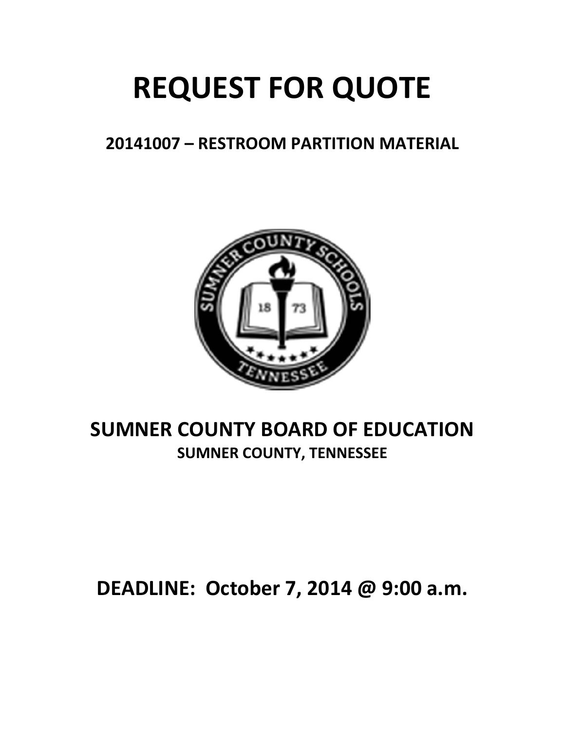# REQUEST FOR QUOTE

## 20141007 – RESTROOM PARTITION MATERIAL

## SUMNER COUNTY BOARD OF EDUCATION

### SUMNER COUNTY, TENNESSEE

## DEADLINE: October 7, 2014 @ 9:00 a.m.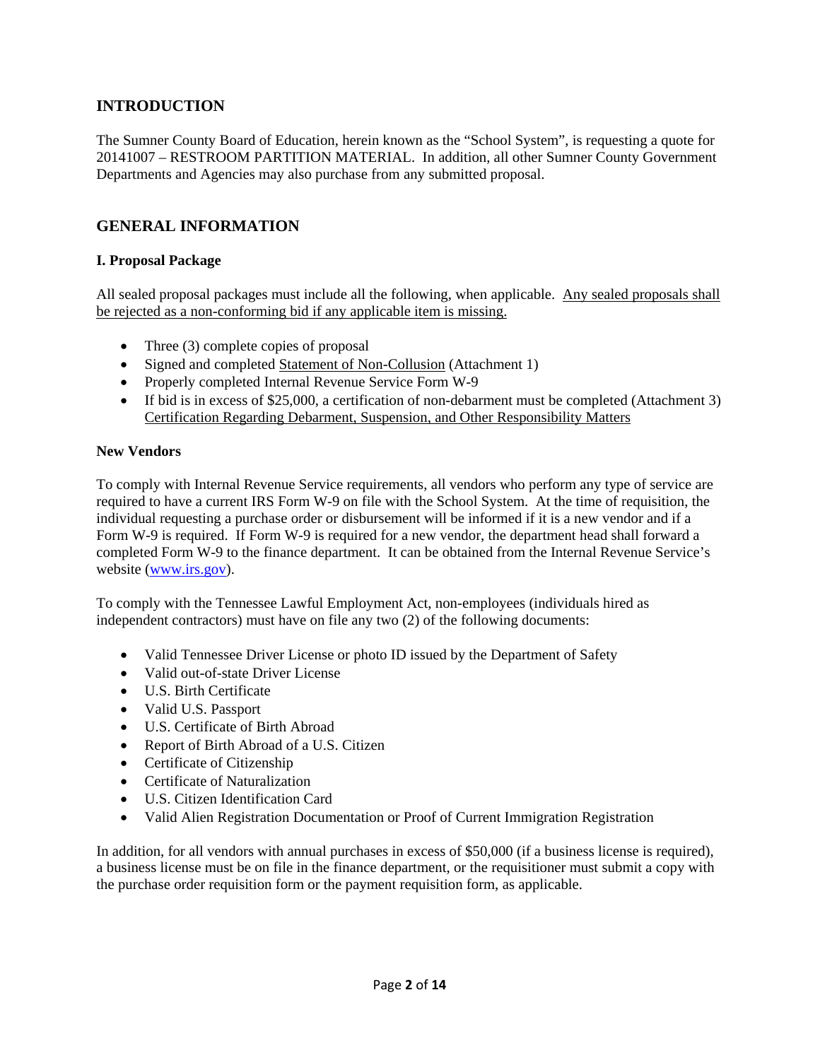## INTRODUCTION

The Sumner County Board of Education, herein known as the "School System", is requesting a quote for 20141007 – RESTROOM PARTITION MATERIAL. In addition, all other Sumner County Government Departments and Agencies may also purchase from any submitted proposal.

## GENERAL INFORMATION

### I. Proposal Package

All sealed proposal packages must include all the following, when applicable. Any sealed proposals shall be rejected as a non-conforming bid if any applicable item is missing.

- Three (3) complete copies of proposal
- Signed and completed Statement of Non-Collusion (Attachment 1)
- Properly completed Internal Revenue Service Form W-9
- If bid is in excess of $25,000, a certification of non-debarment must be completed (Attachment 3) Certification Regarding Debarment, Suspension, and Other Responsibility Matters

**New Vendors**

To comply with Internal Revenue Service requirements, all vendors who perform any type of service are required to have a current IRS Form W-9 on file with the School System. At the time of requisition, the individual requesting a purchase order or disbursement will be informed if it is a new vendor and if a Form W-9 is required. If Form W-9 is required for a new vendor, the department head shall forward a completed Form W-9 to the finance department. It can be obtained from the Internal Revenue Service's website (www.irs.gov).

To comply with the Tennessee Lawful Employment Act, non-employees (individuals hired as independent contractors) must have on file any two (2) of the following documents:

- Valid Tennessee Driver License or photo ID issued by the Department of Safety
- Valid out-of-state Driver License
- U.S. Birth Certificate
- Valid U.S. Passport
- U.S. Certificate of Birth Abroad
- Report of Birth Abroad of a U.S. Citizen
- Certificate of Citizenship
- Certificate of Naturalization
- U.S. Citizen Identification Card
- Valid Alien Registration Documentation or Proof of Current Immigration Registration

In addition, for all vendors with annual purchases in excess of $50,000 (if a business license is required), a business license must be on file in the finance department, or the requisitioner must submit a copy with the purchase order requisition form or the payment requisition form, as applicable.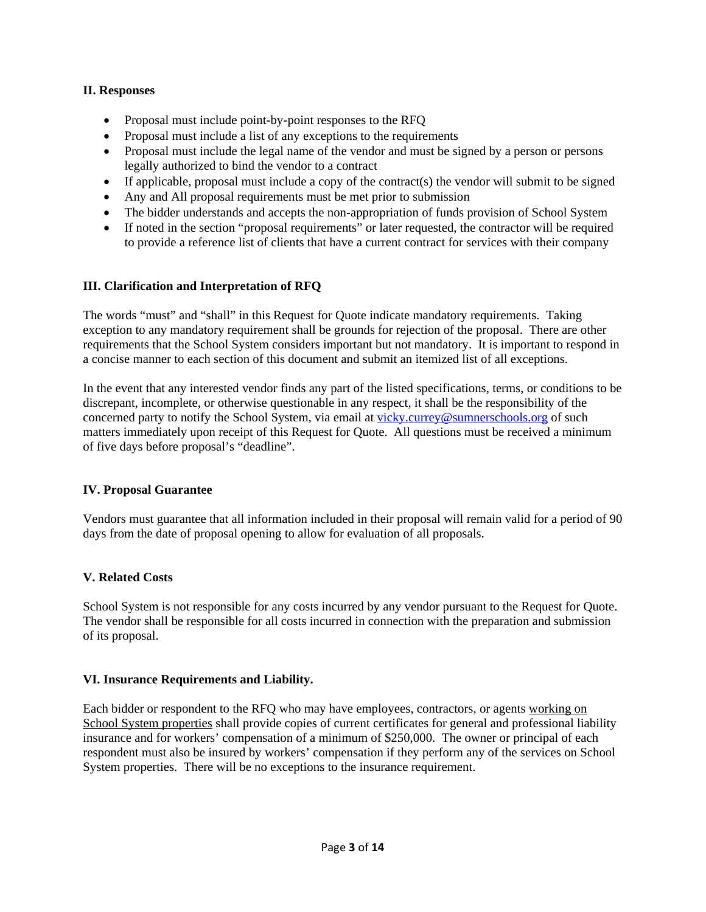## II. Responses

- Proposal must include point-by-point responses to the RFQ
- Proposal must include a list of any exceptions to the requirements
- Proposal must include the legal name of the vendor and must be signed by a person or persons legally authorized to bind the vendor to a contract
- If applicable, proposal must include a copy of the contract(s) the vendor will submit to be signed
- Any and All proposal requirements must be met prior to submission
- The bidder understands and accepts the non-appropriation of funds provision of School System
- If noted in the section "proposal requirements" or later requested, the contractor will be required to provide a reference list of clients that have a current contract for services with their company

## III. Clarification and Interpretation of RFQ

The words "must" and "shall" in this Request for Quote indicate mandatory requirements. Taking exception to any mandatory requirement shall be grounds for rejection of the proposal. There are other requirements that the School System considers important but not mandatory. It is important to respond in a concise manner to each section of this document and submit an itemized list of all exceptions.

In the event that any interested vendor finds any part of the listed specifications, terms, or conditions to be discrepant, incomplete, or otherwise questionable in any respect, it shall be the responsibility of the concerned party to notify the School System, via email at vicky.currey@sumnerschools.org of such matters immediately upon receipt of this Request for Quote. All questions must be received a minimum of five days before proposal's "deadline".

## IV. Proposal Guarantee

Vendors must guarantee that all information included in their proposal will remain valid for a period of 90 days from the date of proposal opening to allow for evaluation of all proposals.

## V. Related Costs

School System is not responsible for any costs incurred by any vendor pursuant to the Request for Quote. The vendor shall be responsible for all costs incurred in connection with the preparation and submission of its proposal.

## VI. Insurance Requirements and Liability.

Each bidder or respondent to the RFQ who may have employees, contractors, or agents working on School System properties shall provide copies of current certificates for general and professional liability insurance and for workers' compensation of a minimum of $250,000. The owner or principal of each respondent must also be insured by workers' compensation if they perform any of the services on School System properties. There will be no exceptions to the insurance requirement.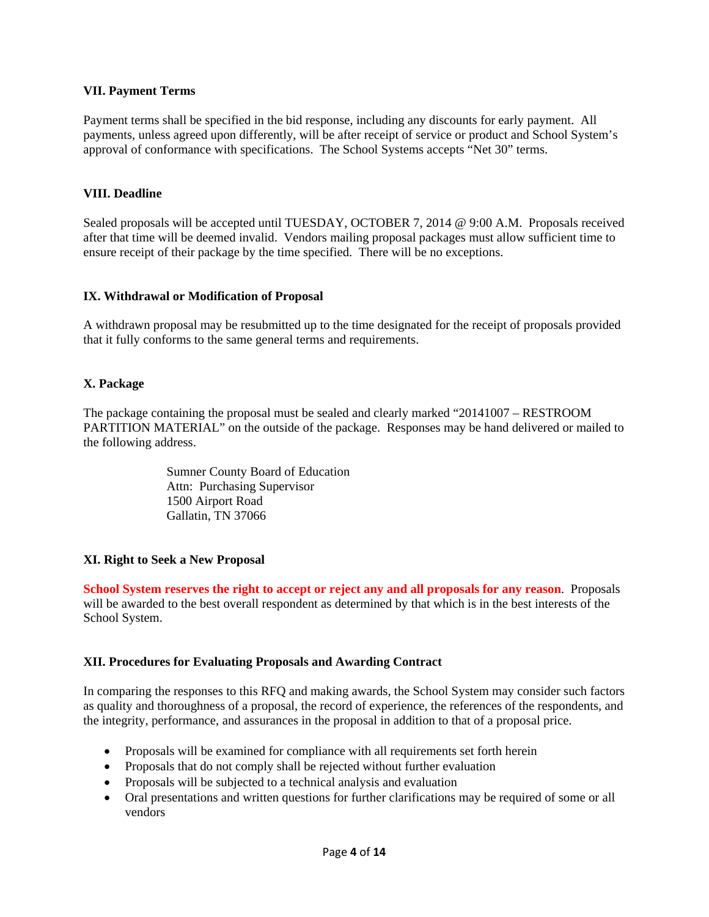### VII. Payment Terms

Payment terms shall be specified in the bid response, including any discounts for early payment. All payments, unless agreed upon differently, will be after receipt of service or product and School System's approval of conformance with specifications. The School Systems accepts "Net 30" terms.

### VIII. Deadline

Sealed proposals will be accepted until TUESDAY, OCTOBER 7, 2014 @ 9:00 A.M. Proposals received after that time will be deemed invalid. Vendors mailing proposal packages must allow sufficient time to ensure receipt of their package by the time specified. There will be no exceptions.

### IX. Withdrawal or Modification of Proposal

A withdrawn proposal may be resubmitted up to the time designated for the receipt of proposals provided that it fully conforms to the same general terms and requirements.

### X. Package

The package containing the proposal must be sealed and clearly marked "20141007 – RESTROOM PARTITION MATERIAL" on the outside of the package. Responses may be hand delivered or mailed to the following address.

Sumner County Board of Education
Attn: Purchasing Supervisor
1500 Airport Road
Gallatin, TN 37066

### XI. Right to Seek a New Proposal

**School System reserves the right to accept or reject any and all proposals for any reason**. Proposals will be awarded to the best overall respondent as determined by that which is in the best interests of the School System.

### XII. Procedures for Evaluating Proposals and Awarding Contract

In comparing the responses to this RFQ and making awards, the School System may consider such factors as quality and thoroughness of a proposal, the record of experience, the references of the respondents, and the integrity, performance, and assurances in the proposal in addition to that of a proposal price.

- Proposals will be examined for compliance with all requirements set forth herein
- Proposals that do not comply shall be rejected without further evaluation
- Proposals will be subjected to a technical analysis and evaluation
- Oral presentations and written questions for further clarifications may be required of some or all vendors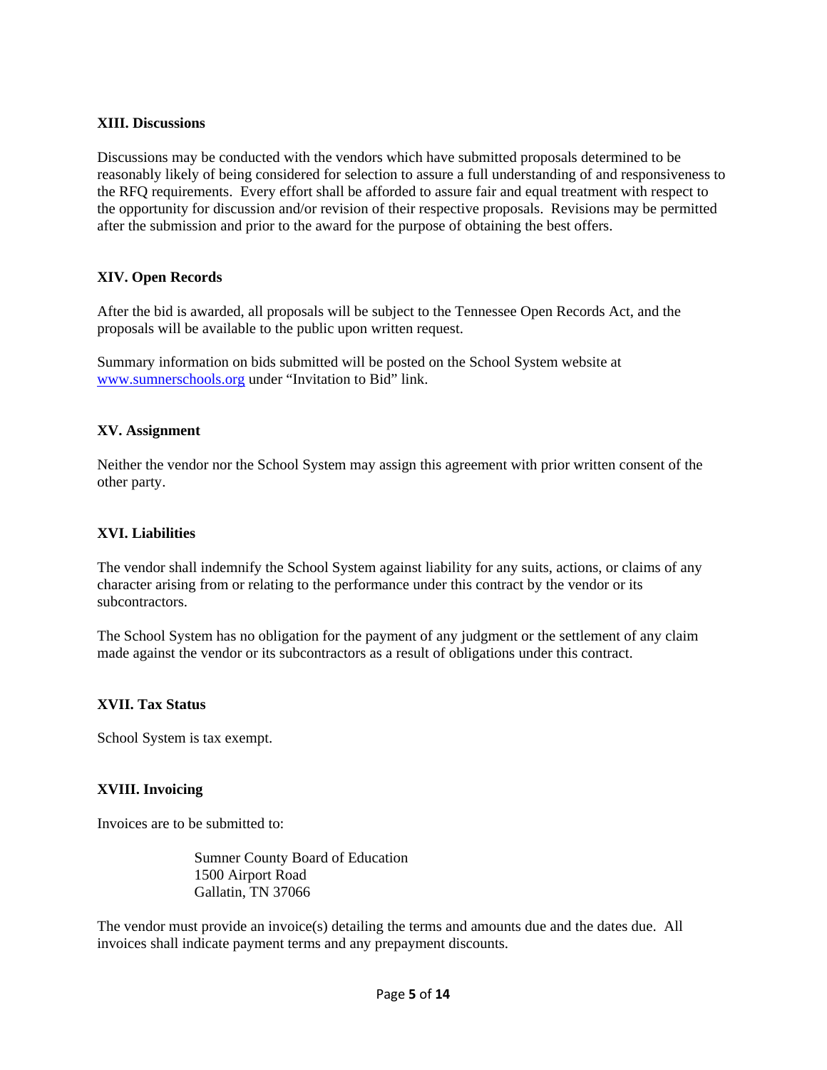## XIII. Discussions

Discussions may be conducted with the vendors which have submitted proposals determined to be reasonably likely of being considered for selection to assure a full understanding of and responsiveness to the RFQ requirements. Every effort shall be afforded to assure fair and equal treatment with respect to the opportunity for discussion and/or revision of their respective proposals. Revisions may be permitted after the submission and prior to the award for the purpose of obtaining the best offers.

## XIV. Open Records

After the bid is awarded, all proposals will be subject to the Tennessee Open Records Act, and the proposals will be available to the public upon written request.

Summary information on bids submitted will be posted on the School System website at www.sumnerschools.org under "Invitation to Bid" link.

## XV. Assignment

Neither the vendor nor the School System may assign this agreement with prior written consent of the other party.

## XVI. Liabilities

The vendor shall indemnify the School System against liability for any suits, actions, or claims of any character arising from or relating to the performance under this contract by the vendor or its subcontractors.

The School System has no obligation for the payment of any judgment or the settlement of any claim made against the vendor or its subcontractors as a result of obligations under this contract.

## XVII. Tax Status

School System is tax exempt.

## XVIII. Invoicing

Invoices are to be submitted to:

Sumner County Board of Education
1500 Airport Road
Gallatin, TN 37066

The vendor must provide an invoice(s) detailing the terms and amounts due and the dates due. All invoices shall indicate payment terms and any prepayment discounts.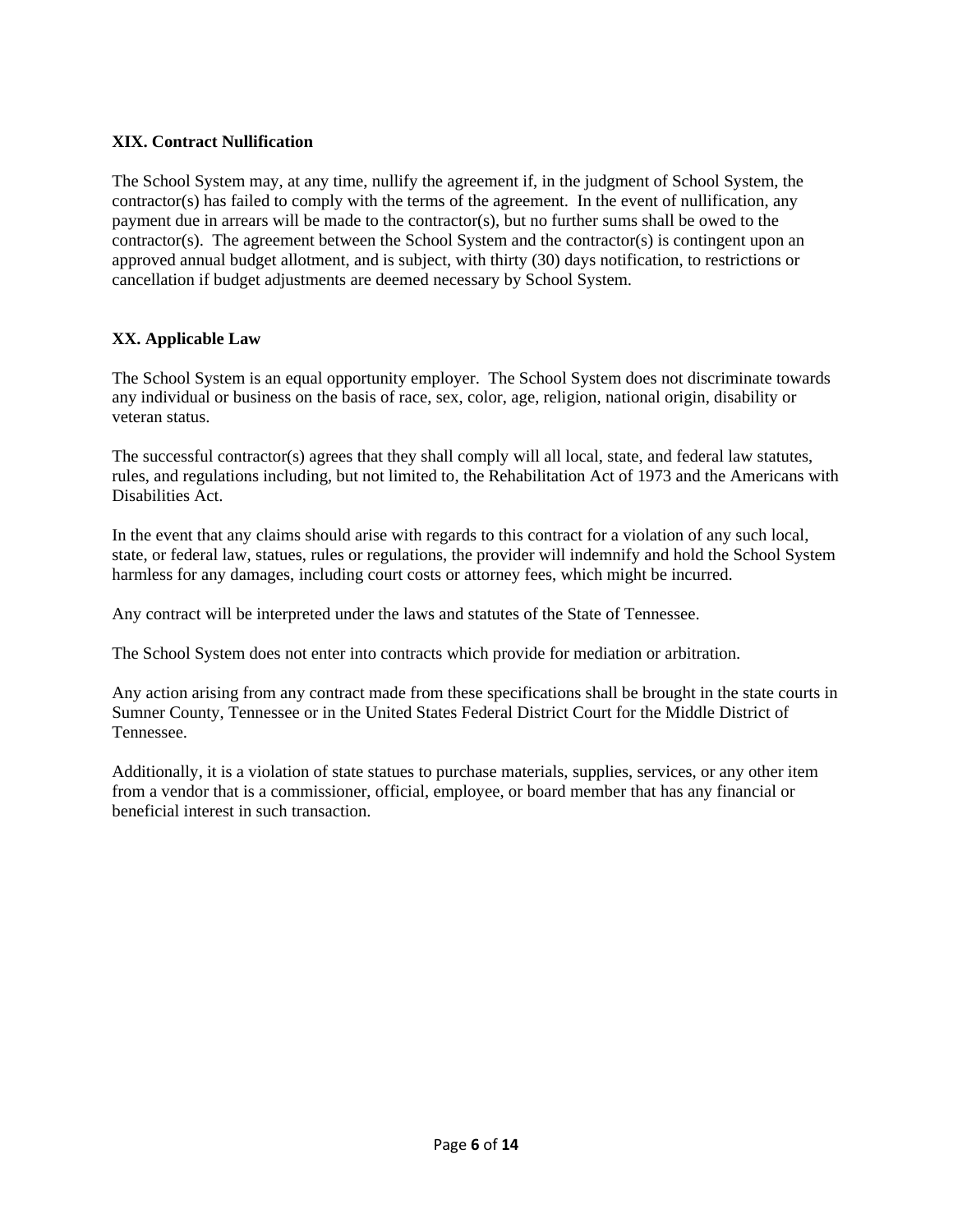**XIX. Contract Nullification**

The School System may, at any time, nullify the agreement if, in the judgment of School System, the contractor(s) has failed to comply with the terms of the agreement. In the event of nullification, any payment due in arrears will be made to the contractor(s), but no further sums shall be owed to the contractor(s). The agreement between the School System and the contractor(s) is contingent upon an approved annual budget allotment, and is subject, with thirty (30) days notification, to restrictions or cancellation if budget adjustments are deemed necessary by School System.

**XX. Applicable Law**

The School System is an equal opportunity employer. The School System does not discriminate towards any individual or business on the basis of race, sex, color, age, religion, national origin, disability or veteran status.

The successful contractor(s) agrees that they shall comply will all local, state, and federal law statutes, rules, and regulations including, but not limited to, the Rehabilitation Act of 1973 and the Americans with Disabilities Act.

In the event that any claims should arise with regards to this contract for a violation of any such local, state, or federal law, statues, rules or regulations, the provider will indemnify and hold the School System harmless for any damages, including court costs or attorney fees, which might be incurred.

Any contract will be interpreted under the laws and statutes of the State of Tennessee.

The School System does not enter into contracts which provide for mediation or arbitration.

Any action arising from any contract made from these specifications shall be brought in the state courts in Sumner County, Tennessee or in the United States Federal District Court for the Middle District of Tennessee.

Additionally, it is a violation of state statues to purchase materials, supplies, services, or any other item from a vendor that is a commissioner, official, employee, or board member that has any financial or beneficial interest in such transaction.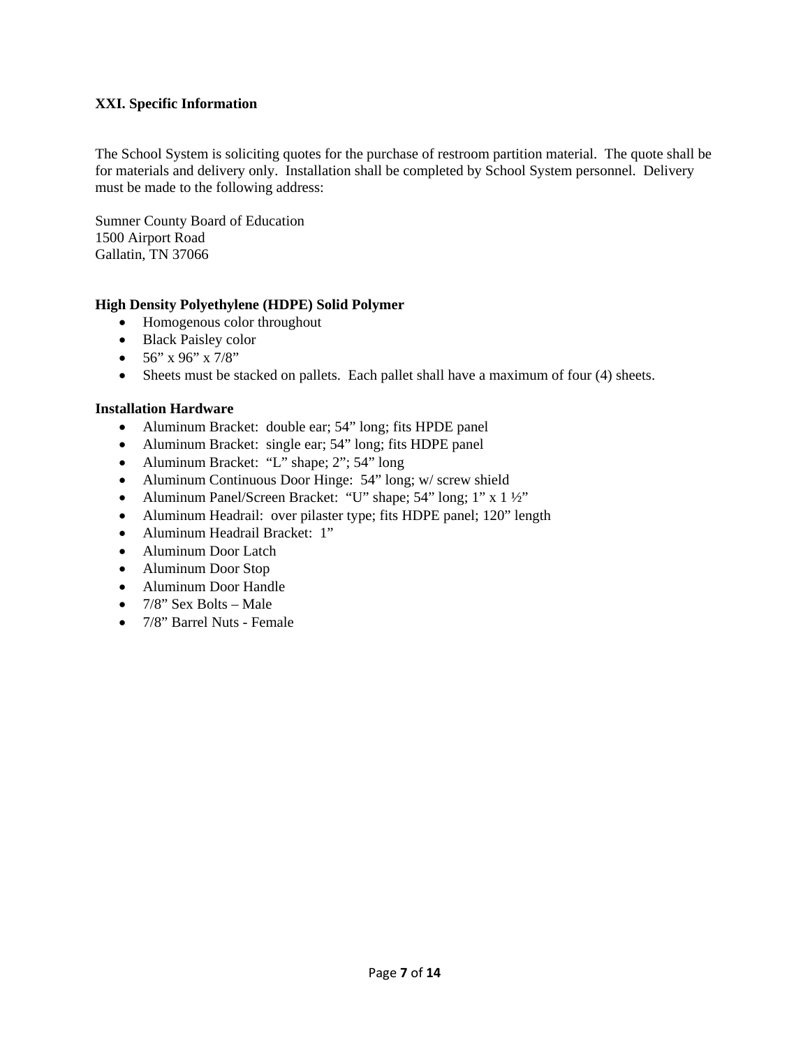### XXI. Specific Information

The School System is soliciting quotes for the purchase of restroom partition material. The quote shall be for materials and delivery only. Installation shall be completed by School System personnel. Delivery must be made to the following address:

Sumner County Board of Education
1500 Airport Road
Gallatin, TN 37066

**High Density Polyethylene (HDPE) Solid Polymer**

- Homogenous color throughout
- Black Paisley color
- 56" x 96" x 7/8"
- Sheets must be stacked on pallets. Each pallet shall have a maximum of four (4) sheets.

**Installation Hardware**

- Aluminum Bracket: double ear; 54" long; fits HPDE panel
- Aluminum Bracket: single ear; 54" long; fits HDPE panel
- Aluminum Bracket: "L" shape; 2"; 54" long
- Aluminum Continuous Door Hinge: 54" long; w/ screw shield
- Aluminum Panel/Screen Bracket: "U" shape; 54" long; 1" x 1 ½"
- Aluminum Headrail: over pilaster type; fits HDPE panel; 120" length
- Aluminum Headrail Bracket: 1"
- Aluminum Door Latch
- Aluminum Door Stop
- Aluminum Door Handle
- 7/8" Sex Bolts – Male
- 7/8" Barrel Nuts - Female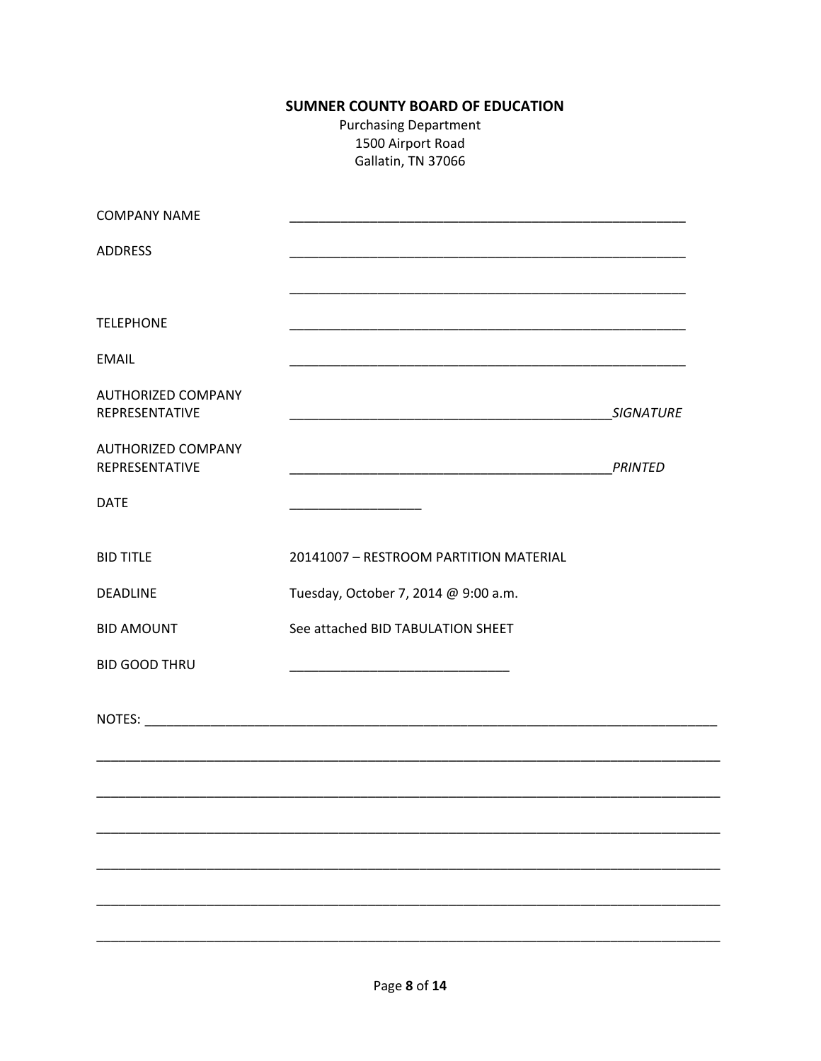**SUMNER COUNTY BOARD OF EDUCATION**

Purchasing Department
1500 Airport Road
Gallatin, TN 37066

| | |
|---|---|
| COMPANY NAME | _______________________________________________ |
| ADDRESS | _______________________________________________ |
| | _______________________________________________ |
| TELEPHONE | _______________________________________________ |
| EMAIL | _______________________________________________ |
| AUTHORIZED COMPANY REPRESENTATIVE | ______________________________________ *SIGNATURE* |
| AUTHORIZED COMPANY REPRESENTATIVE | ______________________________________ *PRINTED* |
| DATE | ________________ |
| BID TITLE | 20141007 – RESTROOM PARTITION MATERIAL |
| DEADLINE | Tuesday, October 7, 2014 @ 9:00 a.m. |
| BID AMOUNT | See attached BID TABULATION SHEET |
| BID GOOD THRU | ___________________________ |

NOTES: ______________________________________________________________________

_____________________________________________________________________________

_____________________________________________________________________________

_____________________________________________________________________________

_____________________________________________________________________________

_____________________________________________________________________________

_____________________________________________________________________________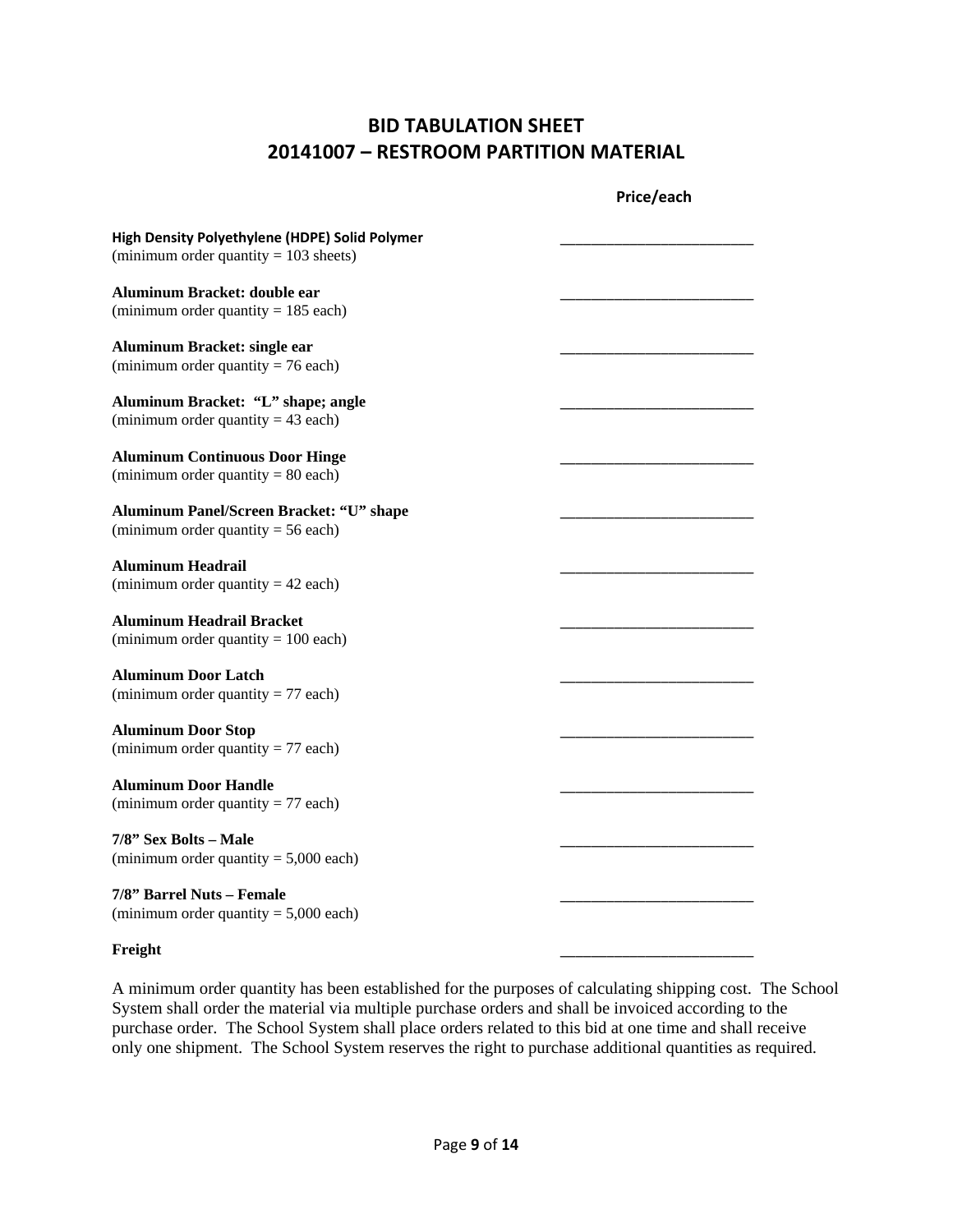# BID TABULATION SHEET
# 20141007 – RESTROOM PARTITION MATERIAL

| | Price/each |
|---|---|
| **High Density Polyethylene (HDPE) Solid Polymer** (minimum order quantity = 103 sheets) | ______________________ |
| **Aluminum Bracket: double ear** (minimum order quantity = 185 each) | ______________________ |
| **Aluminum Bracket: single ear** (minimum order quantity = 76 each) | ______________________ |
| **Aluminum Bracket: "L" shape; angle** (minimum order quantity = 43 each) | ______________________ |
| **Aluminum Continuous Door Hinge** (minimum order quantity = 80 each) | ______________________ |
| **Aluminum Panel/Screen Bracket: "U" shape** (minimum order quantity = 56 each) | ______________________ |
| **Aluminum Headrail** (minimum order quantity = 42 each) | ______________________ |
| **Aluminum Headrail Bracket** (minimum order quantity = 100 each) | ______________________ |
| **Aluminum Door Latch** (minimum order quantity = 77 each) | ______________________ |
| **Aluminum Door Stop** (minimum order quantity = 77 each) | ______________________ |
| **Aluminum Door Handle** (minimum order quantity = 77 each) | ______________________ |
| **7/8" Sex Bolts – Male** (minimum order quantity = 5,000 each) | ______________________ |
| **7/8" Barrel Nuts – Female** (minimum order quantity = 5,000 each) | ______________________ |
| **Freight** | ______________________ |

A minimum order quantity has been established for the purposes of calculating shipping cost. The School System shall order the material via multiple purchase orders and shall be invoiced according to the purchase order. The School System shall place orders related to this bid at one time and shall receive only one shipment. The School System reserves the right to purchase additional quantities as required.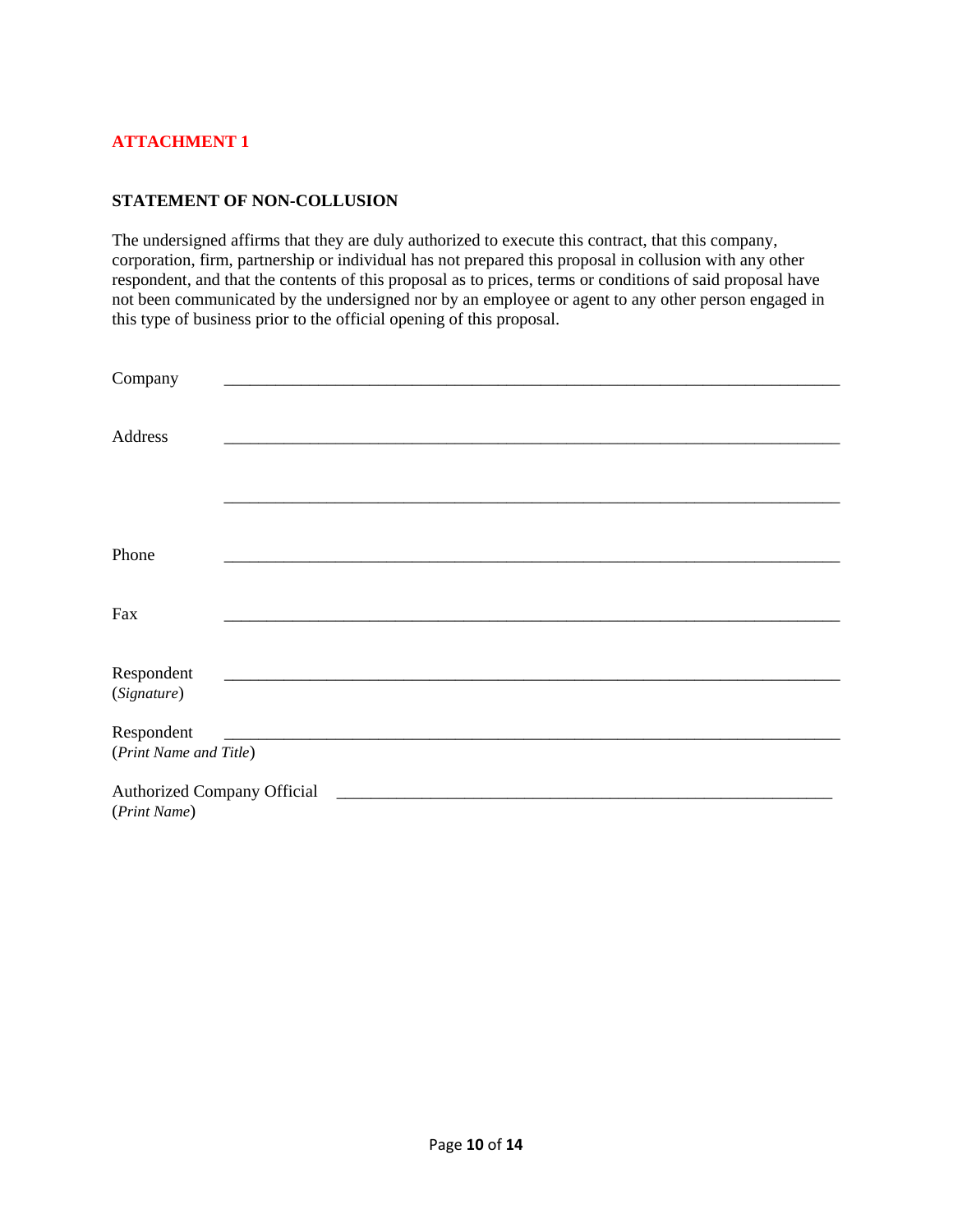**ATTACHMENT 1**

**STATEMENT OF NON-COLLUSION**

The undersigned affirms that they are duly authorized to execute this contract, that this company, corporation, firm, partnership or individual has not prepared this proposal in collusion with any other respondent, and that the contents of this proposal as to prices, terms or conditions of said proposal have not been communicated by the undersigned nor by an employee or agent to any other person engaged in this type of business prior to the official opening of this proposal.

Company ___________________________________________________________________________

Address ___________________________________________________________________________

___________________________________________________________________________

Phone ___________________________________________________________________________

Fax ___________________________________________________________________________

Respondent ___________________________________________________________________________
(*Signature*)

Respondent ___________________________________________________________________________
(*Print Name and Title*)

Authorized Company Official ______________________________________________________________
(*Print Name*)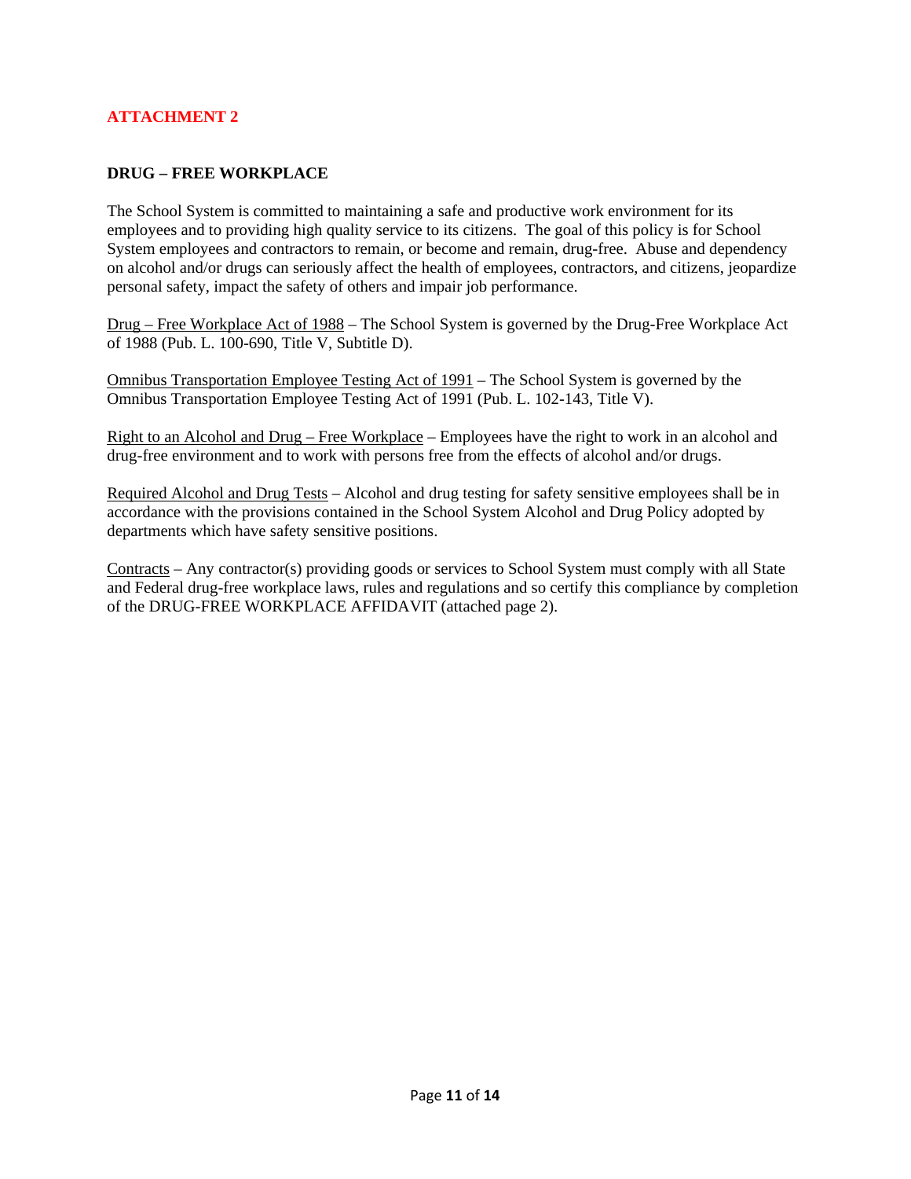**ATTACHMENT 2**

**DRUG – FREE WORKPLACE**

The School System is committed to maintaining a safe and productive work environment for its employees and to providing high quality service to its citizens. The goal of this policy is for School System employees and contractors to remain, or become and remain, drug-free. Abuse and dependency on alcohol and/or drugs can seriously affect the health of employees, contractors, and citizens, jeopardize personal safety, impact the safety of others and impair job performance.

<u>Drug – Free Workplace Act of 1988</u> – The School System is governed by the Drug-Free Workplace Act of 1988 (Pub. L. 100-690, Title V, Subtitle D).

<u>Omnibus Transportation Employee Testing Act of 1991</u> – The School System is governed by the Omnibus Transportation Employee Testing Act of 1991 (Pub. L. 102-143, Title V).

<u>Right to an Alcohol and Drug – Free Workplace</u> – Employees have the right to work in an alcohol and drug-free environment and to work with persons free from the effects of alcohol and/or drugs.

<u>Required Alcohol and Drug Tests</u> – Alcohol and drug testing for safety sensitive employees shall be in accordance with the provisions contained in the School System Alcohol and Drug Policy adopted by departments which have safety sensitive positions.

<u>Contracts</u> – Any contractor(s) providing goods or services to School System must comply with all State and Federal drug-free workplace laws, rules and regulations and so certify this compliance by completion of the DRUG-FREE WORKPLACE AFFIDAVIT (attached page 2).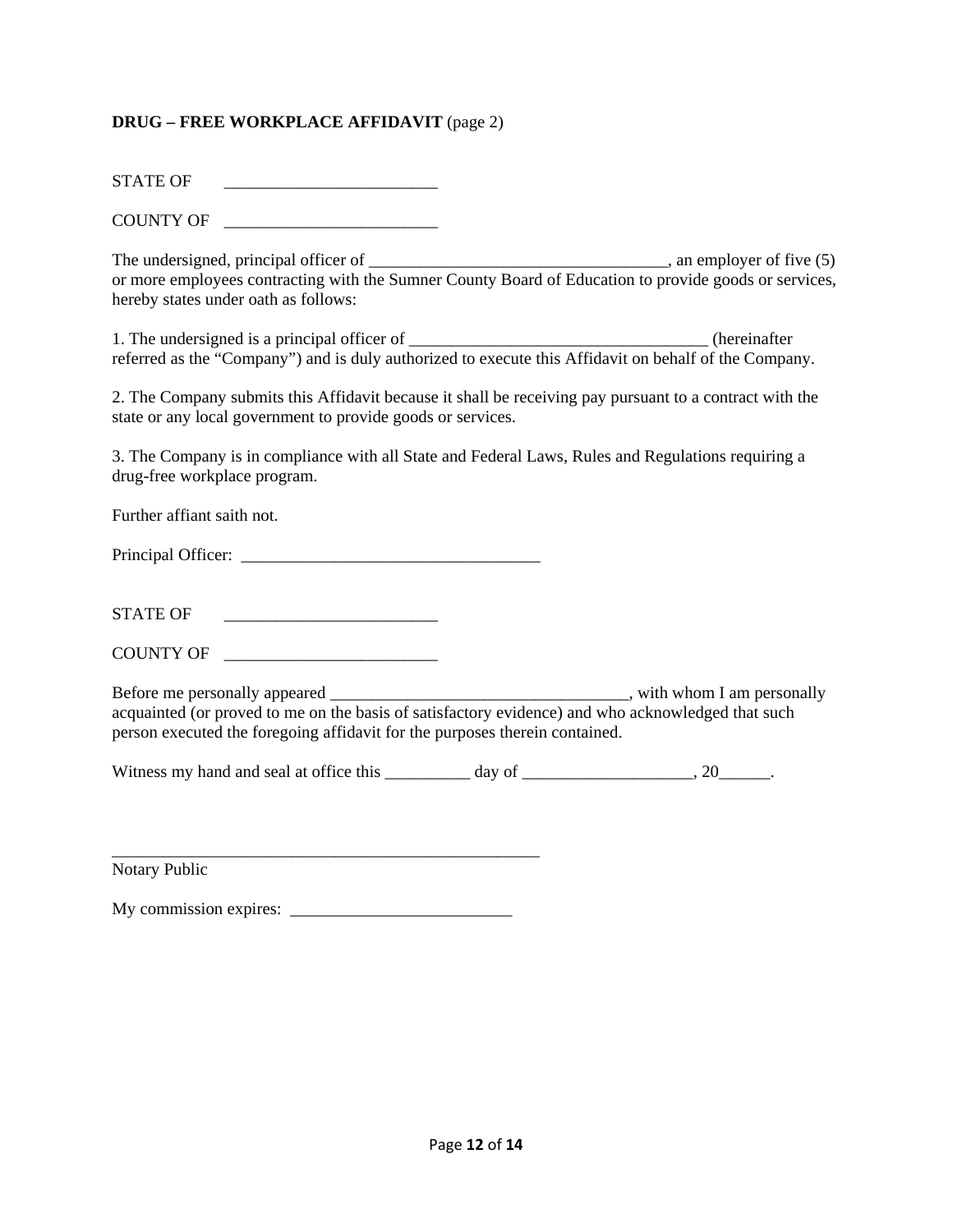**DRUG – FREE WORKPLACE AFFIDAVIT** (page 2)

STATE OF _________________________

COUNTY OF _________________________

The undersigned, principal officer of ___________________________________, an employer of five (5) or more employees contracting with the Sumner County Board of Education to provide goods or services, hereby states under oath as follows:

1. The undersigned is a principal officer of ___________________________________ (hereinafter referred as the "Company") and is duly authorized to execute this Affidavit on behalf of the Company.

2. The Company submits this Affidavit because it shall be receiving pay pursuant to a contract with the state or any local government to provide goods or services.

3. The Company is in compliance with all State and Federal Laws, Rules and Regulations requiring a drug-free workplace program.

Further affiant saith not.

Principal Officer: ___________________________________

STATE OF _________________________

COUNTY OF _________________________

Before me personally appeared ___________________________________, with whom I am personally acquainted (or proved to me on the basis of satisfactory evidence) and who acknowledged that such person executed the foregoing affidavit for the purposes therein contained.

Witness my hand and seal at office this __________ day of ____________________, 20______.

_____________________________________________________

Notary Public

My commission expires: __________________________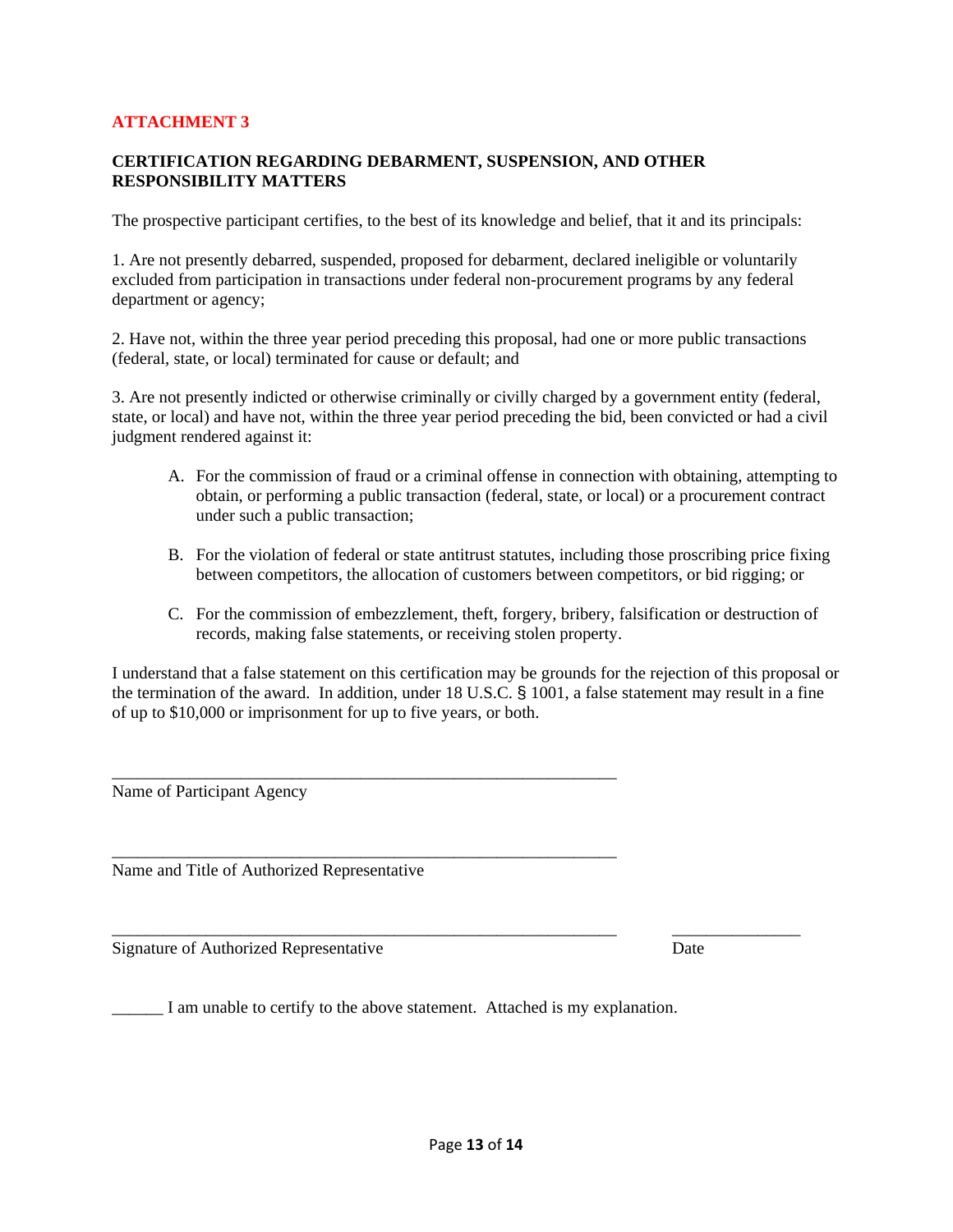**ATTACHMENT 3**

**CERTIFICATION REGARDING DEBARMENT, SUSPENSION, AND OTHER RESPONSIBILITY MATTERS**

The prospective participant certifies, to the best of its knowledge and belief, that it and its principals:

1. Are not presently debarred, suspended, proposed for debarment, declared ineligible or voluntarily excluded from participation in transactions under federal non-procurement programs by any federal department or agency;

2. Have not, within the three year period preceding this proposal, had one or more public transactions (federal, state, or local) terminated for cause or default; and

3. Are not presently indicted or otherwise criminally or civilly charged by a government entity (federal, state, or local) and have not, within the three year period preceding the bid, been convicted or had a civil judgment rendered against it:

   A. For the commission of fraud or a criminal offense in connection with obtaining, attempting to obtain, or performing a public transaction (federal, state, or local) or a procurement contract under such a public transaction;

   B. For the violation of federal or state antitrust statutes, including those proscribing price fixing between competitors, the allocation of customers between competitors, or bid rigging; or

   C. For the commission of embezzlement, theft, forgery, bribery, falsification or destruction of records, making false statements, or receiving stolen property.

I understand that a false statement on this certification may be grounds for the rejection of this proposal or the termination of the award. In addition, under 18 U.S.C. § 1001, a false statement may result in a fine of up to $10,000 or imprisonment for up to five years, or both.

______________________________________________________________

Name of Participant Agency

______________________________________________________________

Name and Title of Authorized Representative

______________________________________________________________ _______________

Signature of Authorized Representative Date

______ I am unable to certify to the above statement. Attached is my explanation.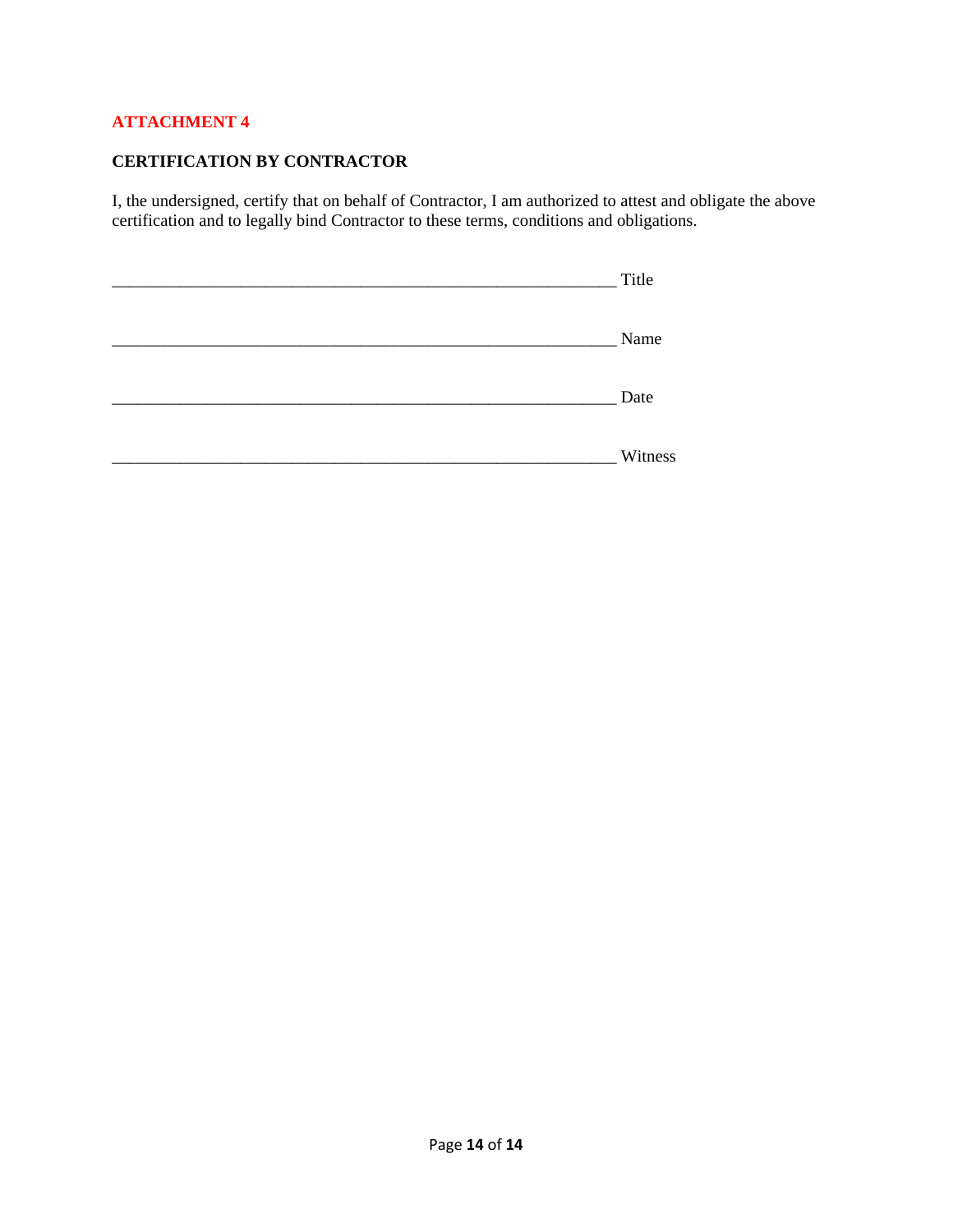**ATTACHMENT 4**

**CERTIFICATION BY CONTRACTOR**

I, the undersigned, certify that on behalf of Contractor, I am authorized to attest and obligate the above certification and to legally bind Contractor to these terms, conditions and obligations.

_____________________________________________________________ Title

_____________________________________________________________ Name

_____________________________________________________________ Date

_____________________________________________________________ Witness